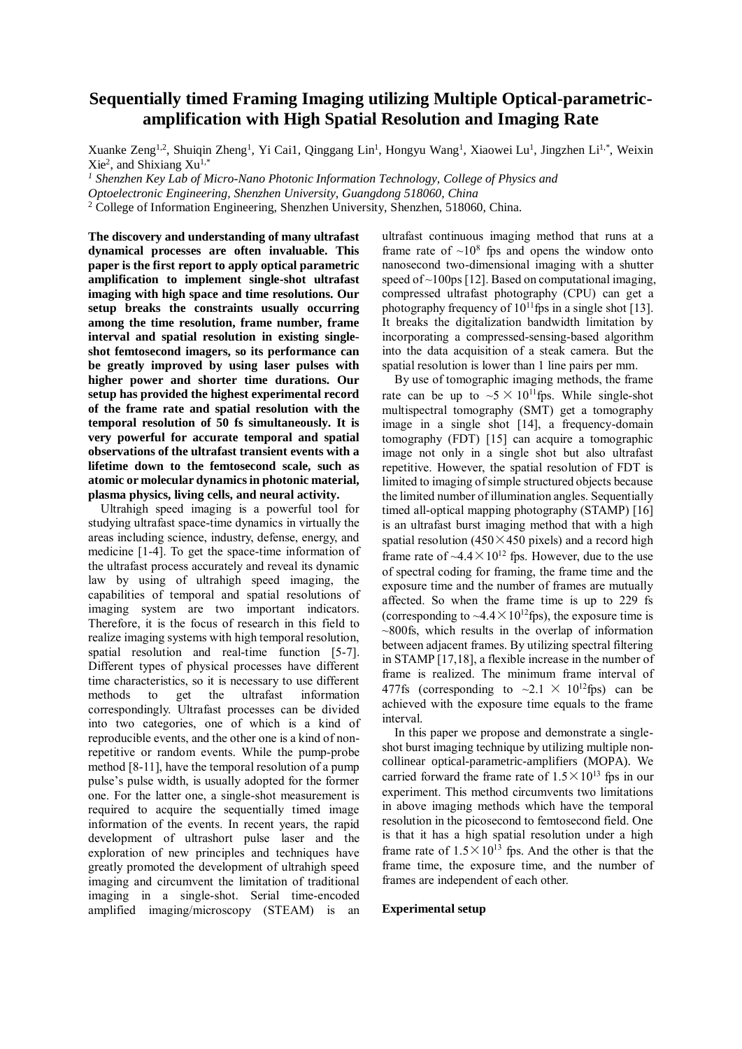# Sequentially timed Framing Imaging utilizing Multiple Optical-parametric-amplification with High Spatial Resolution and Imaging Rate

Xuanke Zeng[1,2], Shuiqin Zheng[1], Yi Cai1, Qinggang Lin[1], Hongyu Wang[1], Xiaowei Lu[1], Jingzhen Li[1,*], Weixin Xie[2], and Shixiang Xu[1,*]

[1] *Shenzhen Key Lab of Micro-Nano Photonic Information Technology, College of Physics and Optoelectronic Engineering, Shenzhen University, Guangdong 518060, China*

[2] College of Information Engineering, Shenzhen University, Shenzhen, 518060, China.

**The discovery and understanding of many ultrafast dynamical processes are often invaluable. This paper is the first report to apply optical parametric amplification to implement single-shot ultrafast imaging with high space and time resolutions. Our setup breaks the constraints usually occurring among the time resolution, frame number, frame interval and spatial resolution in existing single-shot femtosecond imagers, so its performance can be greatly improved by using laser pulses with higher power and shorter time durations. Our setup has provided the highest experimental record of the frame rate and spatial resolution with the temporal resolution of 50 fs simultaneously. It is very powerful for accurate temporal and spatial observations of the ultrafast transient events with a lifetime down to the femtosecond scale, such as atomic or molecular dynamics in photonic material, plasma physics, living cells, and neural activity.**

Ultrahigh speed imaging is a powerful tool for studying ultrafast space-time dynamics in virtually the areas including science, industry, defense, energy, and medicine [1-4]. To get the space-time information of the ultrafast process accurately and reveal its dynamic law by using of ultrahigh speed imaging, the capabilities of temporal and spatial resolutions of imaging system are two important indicators. Therefore, it is the focus of research in this field to realize imaging systems with high temporal resolution, spatial resolution and real-time function [5-7]. Different types of physical processes have different time characteristics, so it is necessary to use different methods to get the ultrafast information correspondingly. Ultrafast processes can be divided into two categories, one of which is a kind of reproducible events, and the other one is a kind of non-repetitive or random events. While the pump-probe method [8-11], have the temporal resolution of a pump pulse's pulse width, is usually adopted for the former one. For the latter one, a single-shot measurement is required to acquire the sequentially timed image information of the events. In recent years, the rapid development of ultrashort pulse laser and the exploration of new principles and techniques have greatly promoted the development of ultrahigh speed imaging and circumvent the limitation of traditional imaging in a single-shot. Serial time-encoded amplified imaging/microscopy (STEAM) is an ultrafast continuous imaging method that runs at a frame rate of ~$10^8$ fps and opens the window onto nanosecond two-dimensional imaging with a shutter speed of ~100ps [12]. Based on computational imaging, compressed ultrafast photography (CPU) can get a photography frequency of $10^{11}$fps in a single shot [13]. It breaks the digitalization bandwidth limitation by incorporating a compressed-sensing-based algorithm into the data acquisition of a steak camera. But the spatial resolution is lower than 1 line pairs per mm.

By use of tomographic imaging methods, the frame rate can be up to ~$5 \times 10^{11}$fps. While single-shot multispectral tomography (SMT) get a tomography image in a single shot [14], a frequency-domain tomography (FDT) [15] can acquire a tomographic image not only in a single shot but also ultrafast repetitive. However, the spatial resolution of FDT is limited to imaging of simple structured objects because the limited number of illumination angles. Sequentially timed all-optical mapping photography (STAMP) [16] is an ultrafast burst imaging method that with a high spatial resolution (450×450 pixels) and a record high frame rate of ~$4.4 \times 10^{12}$ fps. However, due to the use of spectral coding for framing, the frame time and the exposure time and the number of frames are mutually affected. So when the frame time is up to 229 fs (corresponding to ~$4.4 \times 10^{12}$fps), the exposure time is ~800fs, which results in the overlap of information between adjacent frames. By utilizing spectral filtering in STAMP [17,18], a flexible increase in the number of frame is realized. The minimum frame interval of 477fs (corresponding to ~$2.1 \times 10^{12}$fps) can be achieved with the exposure time equals to the frame interval.

In this paper we propose and demonstrate a single-shot burst imaging technique by utilizing multiple non-collinear optical-parametric-amplifiers (MOPA). We carried forward the frame rate of $1.5 \times 10^{13}$ fps in our experiment. This method circumvents two limitations in above imaging methods which have the temporal resolution in the picosecond to femtosecond field. One is that it has a high spatial resolution under a high frame rate of $1.5 \times 10^{13}$ fps. And the other is that the frame time, the exposure time, and the number of frames are independent of each other.

## Experimental setup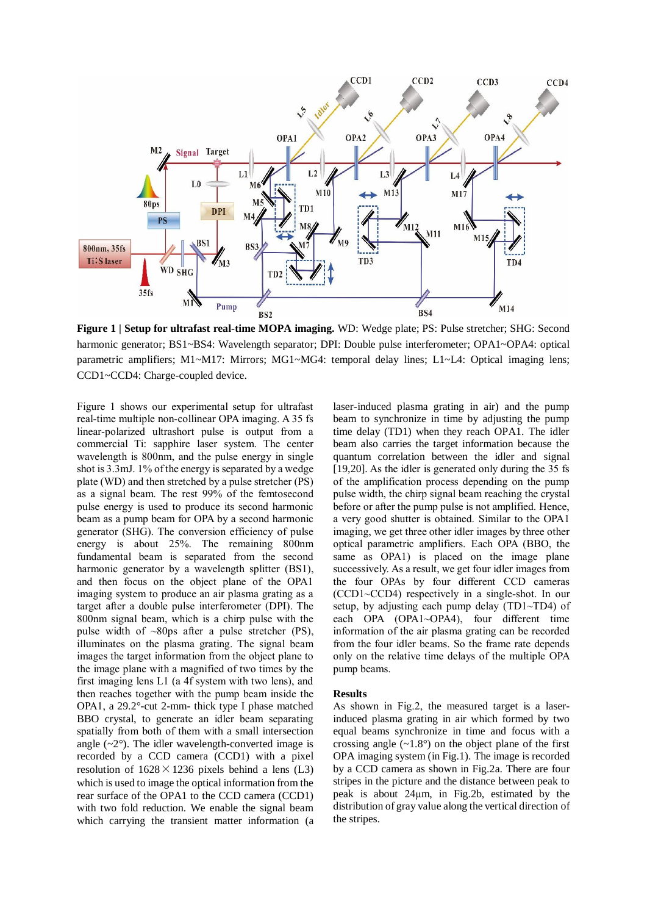**Figure 1 | Setup for ultrafast real-time MOPA imaging.** WD: Wedge plate; PS: Pulse stretcher; SHG: Second harmonic generator; BS1~BS4: Wavelength separator; DPI: Double pulse interferometer; OPA1~OPA4: optical parametric amplifiers; M1~M17: Mirrors; MG1~MG4: temporal delay lines; L1~L4: Optical imaging lens; CCD1~CCD4: Charge-coupled device.

Figure 1 shows our experimental setup for ultrafast real-time multiple non-collinear OPA imaging. A 35 fs linear-polarized ultrashort pulse is output from a commercial Ti: sapphire laser system. The center wavelength is 800nm, and the pulse energy in single shot is 3.3mJ. 1% of the energy is separated by a wedge plate (WD) and then stretched by a pulse stretcher (PS) as a signal beam. The rest 99% of the femtosecond pulse energy is used to produce its second harmonic beam as a pump beam for OPA by a second harmonic generator (SHG). The conversion efficiency of pulse energy is about 25%. The remaining 800nm fundamental beam is separated from the second harmonic generator by a wavelength splitter (BS1), and then focus on the object plane of the OPA1 imaging system to produce an air plasma grating as a target after a double pulse interferometer (DPI). The 800nm signal beam, which is a chirp pulse with the pulse width of ~80ps after a pulse stretcher (PS), illuminates on the plasma grating. The signal beam images the target information from the object plane to the image plane with a magnified of two times by the first imaging lens L1 (a 4f system with two lens), and then reaches together with the pump beam inside the OPA1, a 29.2°-cut 2-mm- thick type I phase matched BBO crystal, to generate an idler beam separating spatially from both of them with a small intersection angle (~2°). The idler wavelength-converted image is recorded by a CCD camera (CCD1) with a pixel resolution of 1628×1236 pixels behind a lens (L3) which is used to image the optical information from the rear surface of the OPA1 to the CCD camera (CCD1) with two fold reduction. We enable the signal beam which carrying the transient matter information (a laser-induced plasma grating in air) and the pump beam to synchronize in time by adjusting the pump time delay (TD1) when they reach OPA1. The idler beam also carries the target information because the quantum correlation between the idler and signal [19,20]. As the idler is generated only during the 35 fs of the amplification process depending on the pump pulse width, the chirp signal beam reaching the crystal before or after the pump pulse is not amplified. Hence, a very good shutter is obtained. Similar to the OPA1 imaging, we get three other idler images by three other optical parametric amplifiers. Each OPA (BBO, the same as OPA1) is placed on the image plane successively. As a result, we get four idler images from the four OPAs by four different CCD cameras (CCD1~CCD4) respectively in a single-shot. In our setup, by adjusting each pump delay (TD1~TD4) of each OPA (OPA1~OPA4), four different time information of the air plasma grating can be recorded from the four idler beams. So the frame rate depends only on the relative time delays of the multiple OPA pump beams.

## Results

As shown in Fig.2, the measured target is a laser-induced plasma grating in air which formed by two equal beams synchronize in time and focus with a crossing angle (~1.8°) on the object plane of the first OPA imaging system (in Fig.1). The image is recorded by a CCD camera as shown in Fig.2a. There are four stripes in the picture and the distance between peak to peak is about 24μm, in Fig.2b, estimated by the distribution of gray value along the vertical direction of the stripes.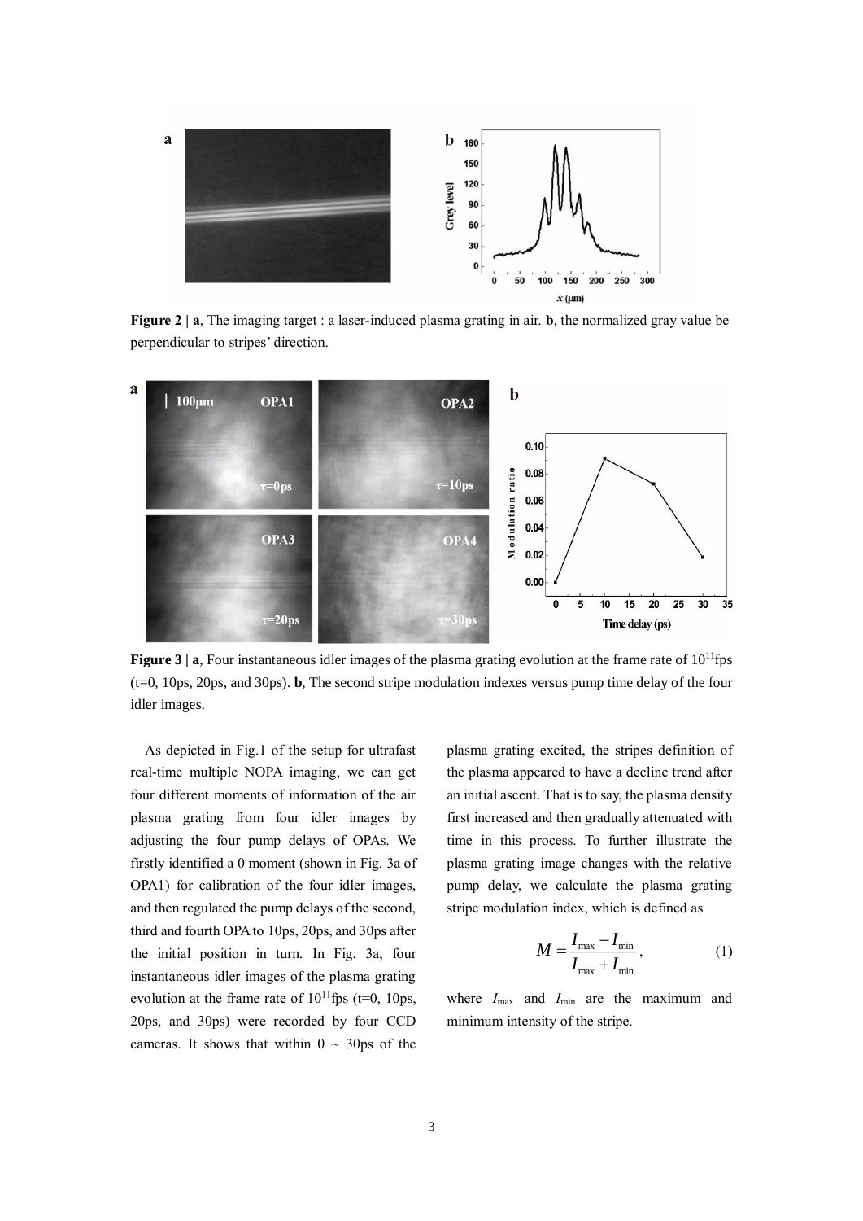**Figure 2 | a**, The imaging target : a laser-induced plasma grating in air. **b**, the normalized gray value be perpendicular to stripes' direction.

**Figure 3 | a**, Four instantaneous idler images of the plasma grating evolution at the frame rate of $10^{11}$fps (t=0, 10ps, 20ps, and 30ps). **b**, The second stripe modulation indexes versus pump time delay of the four idler images.

As depicted in Fig.1 of the setup for ultrafast real-time multiple NOPA imaging, we can get four different moments of information of the air plasma grating from four idler images by adjusting the four pump delays of OPAs. We firstly identified a 0 moment (shown in Fig. 3a of OPA1) for calibration of the four idler images, and then regulated the pump delays of the second, third and fourth OPA to 10ps, 20ps, and 30ps after the initial position in turn. In Fig. 3a, four instantaneous idler images of the plasma grating evolution at the frame rate of $10^{11}$fps (t=0, 10ps, 20ps, and 30ps) were recorded by four CCD cameras. It shows that within 0 ~ 30ps of the plasma grating excited, the stripes definition of the plasma appeared to have a decline trend after an initial ascent. That is to say, the plasma density first increased and then gradually attenuated with time in this process. To further illustrate the plasma grating image changes with the relative pump delay, we calculate the plasma grating stripe modulation index, which is defined as

$$M = \frac{I_{\max} - I_{\min}}{I_{\max} + I_{\min}}, \tag{1}$$

where $I_{\max}$ and $I_{\min}$ are the maximum and minimum intensity of the stripe.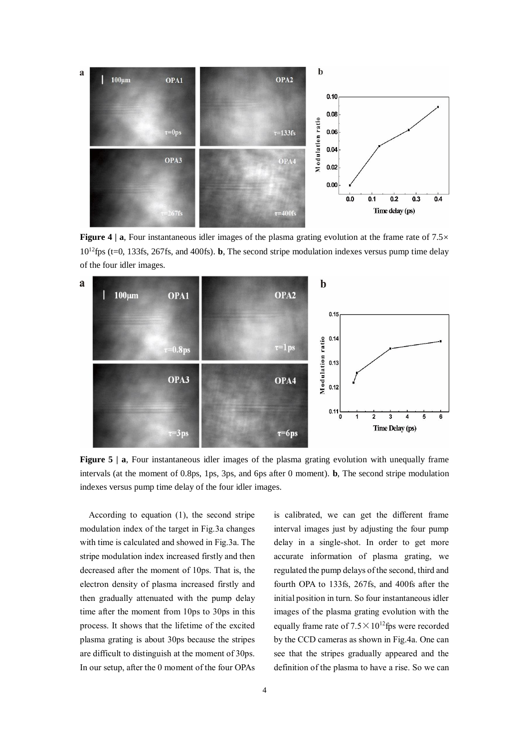**Figure 4 | a**, Four instantaneous idler images of the plasma grating evolution at the frame rate of $7.5\times 10^{12}$fps (t=0, 133fs, 267fs, and 400fs). **b**, The second stripe modulation indexes versus pump time delay of the four idler images.

**Figure 5 | a**, Four instantaneous idler images of the plasma grating evolution with unequally frame intervals (at the moment of 0.8ps, 1ps, 3ps, and 6ps after 0 moment). **b**, The second stripe modulation indexes versus pump time delay of the four idler images.

According to equation (1), the second stripe modulation index of the target in Fig.3a changes with time is calculated and showed in Fig.3a. The stripe modulation index increased firstly and then decreased after the moment of 10ps. That is, the electron density of plasma increased firstly and then gradually attenuated with the pump delay time after the moment from 10ps to 30ps in this process. It shows that the lifetime of the excited plasma grating is about 30ps because the stripes are difficult to distinguish at the moment of 30ps. In our setup, after the 0 moment of the four OPAs is calibrated, we can get the different frame interval images just by adjusting the four pump delay in a single-shot. In order to get more accurate information of plasma grating, we regulated the pump delays of the second, third and fourth OPA to 133fs, 267fs, and 400fs after the initial position in turn. So four instantaneous idler images of the plasma grating evolution with the equally frame rate of $7.5\times 10^{12}$fps were recorded by the CCD cameras as shown in Fig.4a. One can see that the stripes gradually appeared and the definition of the plasma to have a rise. So we can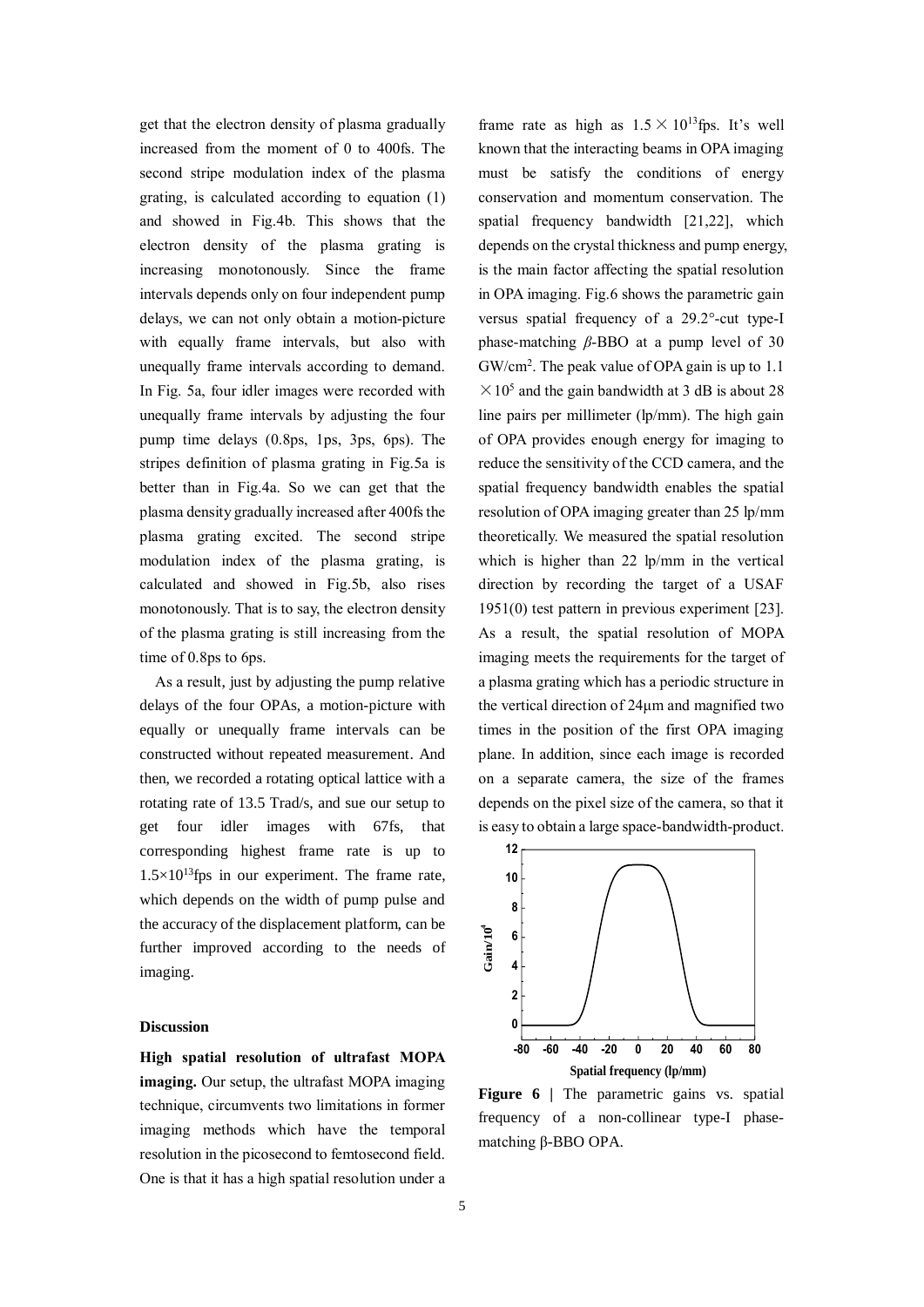get that the electron density of plasma gradually increased from the moment of 0 to 400fs. The second stripe modulation index of the plasma grating, is calculated according to equation (1) and showed in Fig.4b. This shows that the electron density of the plasma grating is increasing monotonously. Since the frame intervals depends only on four independent pump delays, we can not only obtain a motion-picture with equally frame intervals, but also with unequally frame intervals according to demand. In Fig. 5a, four idler images were recorded with unequally frame intervals by adjusting the four pump time delays (0.8ps, 1ps, 3ps, 6ps). The stripes definition of plasma grating in Fig.5a is better than in Fig.4a. So we can get that the plasma density gradually increased after 400fs the plasma grating excited. The second stripe modulation index of the plasma grating, is calculated and showed in Fig.5b, also rises monotonously. That is to say, the electron density of the plasma grating is still increasing from the time of 0.8ps to 6ps.

As a result, just by adjusting the pump relative delays of the four OPAs, a motion-picture with equally or unequally frame intervals can be constructed without repeated measurement. And then, we recorded a rotating optical lattice with a rotating rate of 13.5 Trad/s, and sue our setup to get four idler images with 67fs, that corresponding highest frame rate is up to $1.5\times10^{13}$fps in our experiment. The frame rate, which depends on the width of pump pulse and the accuracy of the displacement platform, can be further improved according to the needs of imaging.

## Discussion

**High spatial resolution of ultrafast MOPA imaging.** Our setup, the ultrafast MOPA imaging technique, circumvents two limitations in former imaging methods which have the temporal resolution in the picosecond to femtosecond field. One is that it has a high spatial resolution under a frame rate as high as $1.5\times10^{13}$fps. It's well known that the interacting beams in OPA imaging must be satisfy the conditions of energy conservation and momentum conservation. The spatial frequency bandwidth [21,22], which depends on the crystal thickness and pump energy, is the main factor affecting the spatial resolution in OPA imaging. Fig.6 shows the parametric gain versus spatial frequency of a 29.2°-cut type-I phase-matching *β*-BBO at a pump level of 30 GW/cm$^2$. The peak value of OPA gain is up to 1.1 $\times10^5$ and the gain bandwidth at 3 dB is about 28 line pairs per millimeter (lp/mm). The high gain of OPA provides enough energy for imaging to reduce the sensitivity of the CCD camera, and the spatial frequency bandwidth enables the spatial resolution of OPA imaging greater than 25 lp/mm theoretically. We measured the spatial resolution which is higher than 22 lp/mm in the vertical direction by recording the target of a USAF 1951(0) test pattern in previous experiment [23]. As a result, the spatial resolution of MOPA imaging meets the requirements for the target of a plasma grating which has a periodic structure in the vertical direction of 24μm and magnified two times in the position of the first OPA imaging plane. In addition, since each image is recorded on a separate camera, the size of the frames depends on the pixel size of the camera, so that it is easy to obtain a large space-bandwidth-product.

**Figure 6 |** The parametric gains vs. spatial frequency of a non-collinear type-I phase-matching β-BBO OPA.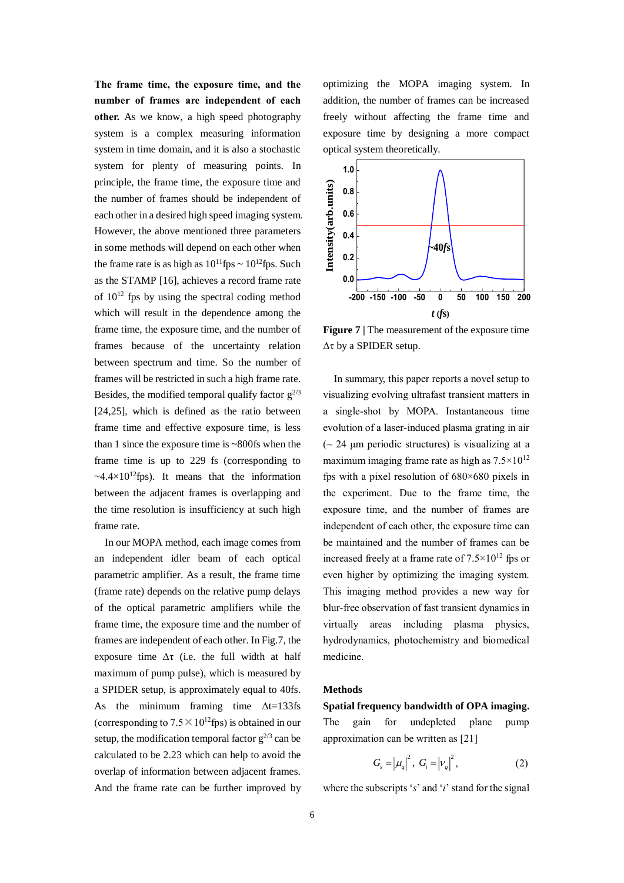**The frame time, the exposure time, and the number of frames are independent of each other.** As we know, a high speed photography system is a complex measuring information system in time domain, and it is also a stochastic system for plenty of measuring points. In principle, the frame time, the exposure time and the number of frames should be independent of each other in a desired high speed imaging system. However, the above mentioned three parameters in some methods will depend on each other when the frame rate is as high as $10^{11}$fps ~ $10^{12}$fps. Such as the STAMP [16], achieves a record frame rate of $10^{12}$ fps by using the spectral coding method which will result in the dependence among the frame time, the exposure time, and the number of frames because of the uncertainty relation between spectrum and time. So the number of frames will be restricted in such a high frame rate. Besides, the modified temporal qualify factor $g^{2/3}$ [24,25], which is defined as the ratio between frame time and effective exposure time, is less than 1 since the exposure time is ~800fs when the frame time is up to 229 fs (corresponding to ~$4.4\times10^{12}$fps). It means that the information between the adjacent frames is overlapping and the time resolution is insufficiency at such high frame rate.

In our MOPA method, each image comes from an independent idler beam of each optical parametric amplifier. As a result, the frame time (frame rate) depends on the relative pump delays of the optical parametric amplifiers while the frame time, the exposure time and the number of frames are independent of each other. In Fig.7, the exposure time Δτ (i.e. the full width at half maximum of pump pulse), which is measured by a SPIDER setup, is approximately equal to 40fs. As the minimum framing time Δt=133fs (corresponding to $7.5\times10^{12}$fps) is obtained in our setup, the modification temporal factor $g^{2/3}$ can be calculated to be 2.23 which can help to avoid the overlap of information between adjacent frames. And the frame rate can be further improved by optimizing the MOPA imaging system. In addition, the number of frames can be increased freely without affecting the frame time and exposure time by designing a more compact optical system theoretically.

**Figure 7 |** The measurement of the exposure time Δτ by a SPIDER setup.

In summary, this paper reports a novel setup to visualizing evolving ultrafast transient matters in a single-shot by MOPA. Instantaneous time evolution of a laser-induced plasma grating in air (~ 24 μm periodic structures) is visualizing at a maximum imaging frame rate as high as $7.5\times10^{12}$ fps with a pixel resolution of 680×680 pixels in the experiment. Due to the frame time, the exposure time, and the number of frames are independent of each other, the exposure time can be maintained and the number of frames can be increased freely at a frame rate of $7.5\times10^{12}$ fps or even higher by optimizing the imaging system. This imaging method provides a new way for blur-free observation of fast transient dynamics in virtually areas including plasma physics, hydrodynamics, photochemistry and biomedical medicine.

## Methods

**Spatial frequency bandwidth of OPA imaging.** The gain for undepleted plane pump approximation can be written as [21]

$$G_s = |\mu_q|^2,\ G_i = |\nu_q|^2, \tag{2}$$

where the subscripts '*s*' and '*i*' stand for the signal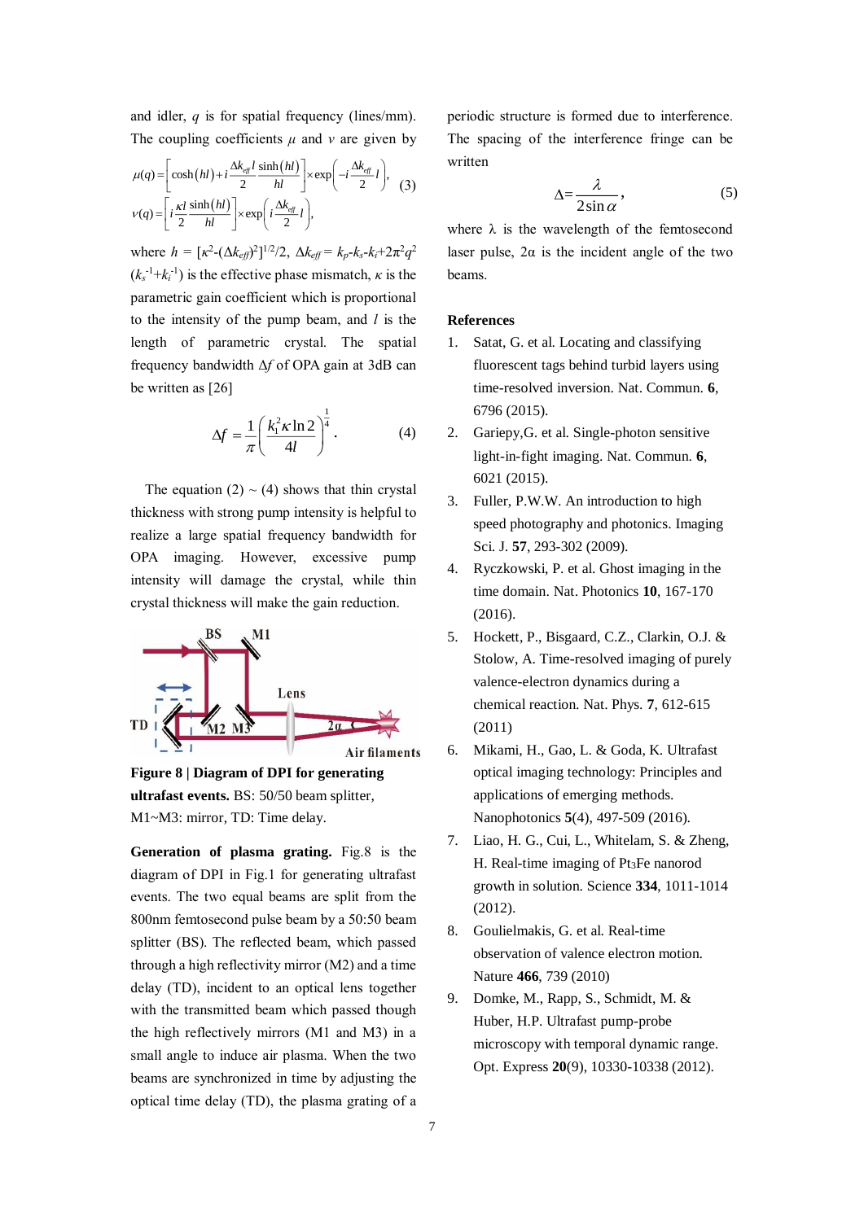and idler, $q$ is for spatial frequency (lines/mm). The coupling coefficients $\mu$ and $\nu$ are given by

$$\mu(q)=\left[\cosh(hl)+i\frac{\Delta k_{eff}l}{2}\frac{\sinh(hl)}{hl}\right]\times\exp\left(-i\frac{\Delta k_{eff}}{2}l\right),$$
$$\nu(q)=\left[i\frac{\kappa l}{2}\frac{\sinh(hl)}{hl}\right]\times\exp\left(i\frac{\Delta k_{eff}}{2}l\right),\tag{3}$$

where $h = [\kappa^2-(\Delta k_{eff})^2]^{1/2}/2$, $\Delta k_{eff} = k_p-k_s-k_i+2\pi^2q^2(k_s^{-1}+k_i^{-1})$ is the effective phase mismatch, $\kappa$ is the parametric gain coefficient which is proportional to the intensity of the pump beam, and $l$ is the length of parametric crystal. The spatial frequency bandwidth $\Delta f$ of OPA gain at 3dB can be written as [26]

$$\Delta f=\frac{1}{\pi}\left(\frac{k_1^2\kappa\ln 2}{4l}\right)^{\frac{1}{4}}.\tag{4}$$

The equation (2) ~ (4) shows that thin crystal thickness with strong pump intensity is helpful to realize a large spatial frequency bandwidth for OPA imaging. However, excessive pump intensity will damage the crystal, while thin crystal thickness will make the gain reduction.

**Figure 8 | Diagram of DPI for generating ultrafast events.** BS: 50/50 beam splitter, M1~M3: mirror, TD: Time delay.

**Generation of plasma grating.** Fig.8 is the diagram of DPI in Fig.1 for generating ultrafast events. The two equal beams are split from the 800nm femtosecond pulse beam by a 50:50 beam splitter (BS). The reflected beam, which passed through a high reflectivity mirror (M2) and a time delay (TD), incident to an optical lens together with the transmitted beam which passed though the high reflectively mirrors (M1 and M3) in a small angle to induce air plasma. When the two beams are synchronized in time by adjusting the optical time delay (TD), the plasma grating of a periodic structure is formed due to interference. The spacing of the interference fringe can be written

$$\Delta=\frac{\lambda}{2\sin\alpha},\tag{5}$$

where $\lambda$ is the wavelength of the femtosecond laser pulse, $2\alpha$ is the incident angle of the two beams.

## References

1. Satat, G. et al. Locating and classifying fluorescent tags behind turbid layers using time-resolved inversion. Nat. Commun. **6**, 6796 (2015).
2. Gariepy,G. et al. Single-photon sensitive light-in-fight imaging. Nat. Commun. **6**, 6021 (2015).
3. Fuller, P.W.W. An introduction to high speed photography and photonics. Imaging Sci. J. **57**, 293-302 (2009).
4. Ryczkowski, P. et al. Ghost imaging in the time domain. Nat. Photonics **10**, 167-170 (2016).
5. Hockett, P., Bisgaard, C.Z., Clarkin, O.J. & Stolow, A. Time-resolved imaging of purely valence-electron dynamics during a chemical reaction. Nat. Phys. **7**, 612-615 (2011)
6. Mikami, H., Gao, L. & Goda, K. Ultrafast optical imaging technology: Principles and applications of emerging methods. Nanophotonics **5**(4), 497-509 (2016).
7. Liao, H. G., Cui, L., Whitelam, S. & Zheng, H. Real-time imaging of $Pt_3Fe$ nanorod growth in solution. Science **334**, 1011-1014 (2012).
8. Goulielmakis, G. et al. Real-time observation of valence electron motion. Nature **466**, 739 (2010)
9. Domke, M., Rapp, S., Schmidt, M. & Huber, H.P. Ultrafast pump-probe microscopy with temporal dynamic range. Opt. Express **20**(9), 10330-10338 (2012).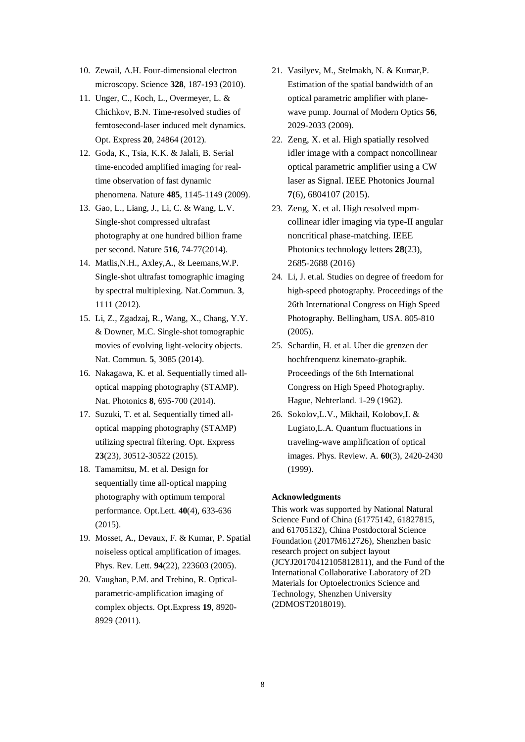10. Zewail, A.H. Four-dimensional electron microscopy. Science **328**, 187-193 (2010).
11. Unger, C., Koch, L., Overmeyer, L. & Chichkov, B.N. Time-resolved studies of femtosecond-laser induced melt dynamics. Opt. Express **20**, 24864 (2012).
12. Goda, K., Tsia, K.K. & Jalali, B. Serial time-encoded amplified imaging for real-time observation of fast dynamic phenomena. Nature **485**, 1145-1149 (2009).
13. Gao, L., Liang, J., Li, C. & Wang, L.V. Single-shot compressed ultrafast photography at one hundred billion frame per second. Nature **516**, 74-77(2014).
14. Matlis,N.H., Axley,A., & Leemans,W.P. Single-shot ultrafast tomographic imaging by spectral multiplexing. Nat.Commun. **3**, 1111 (2012).
15. Li, Z., Zgadzaj, R., Wang, X., Chang, Y.Y. & Downer, M.C. Single-shot tomographic movies of evolving light-velocity objects. Nat. Commun. **5**, 3085 (2014).
16. Nakagawa, K. et al. Sequentially timed all-optical mapping photography (STAMP). Nat. Photonics **8**, 695-700 (2014).
17. Suzuki, T. et al. Sequentially timed all-optical mapping photography (STAMP) utilizing spectral filtering. Opt. Express **23**(23), 30512-30522 (2015).
18. Tamamitsu, M. et al. Design for sequentially time all-optical mapping photography with optimum temporal performance. Opt.Lett. **40**(4), 633-636 (2015).
19. Mosset, A., Devaux, F. & Kumar, P. Spatial noiseless optical amplification of images. Phys. Rev. Lett. **94**(22), 223603 (2005).
20. Vaughan, P.M. and Trebino, R. Optical-parametric-amplification imaging of complex objects. Opt.Express **19**, 8920-8929 (2011).
21. Vasilyev, M., Stelmakh, N. & Kumar,P. Estimation of the spatial bandwidth of an optical parametric amplifier with plane-wave pump. Journal of Modern Optics **56**, 2029-2033 (2009).
22. Zeng, X. et al. High spatially resolved idler image with a compact noncollinear optical parametric amplifier using a CW laser as Signal. IEEE Photonics Journal **7**(6), 6804107 (2015).
23. Zeng, X. et al. High resolved mpm-collinear idler imaging via type-II angular noncritical phase-matching. IEEE Photonics technology letters **28**(23), 2685-2688 (2016)
24. Li, J. et.al. Studies on degree of freedom for high-speed photography. Proceedings of the 26th International Congress on High Speed Photography. Bellingham, USA. 805-810 (2005).
25. Schardin, H. et al. Uber die grenzen der hochfrenquenz kinemato-graphik. Proceedings of the 6th International Congress on High Speed Photography. Hague, Nehterland. 1-29 (1962).
26. Sokolov,L.V., Mikhail, Kolobov,I. & Lugiato,L.A. Quantum fluctuations in traveling-wave amplification of optical images. Phys. Review. A. **60**(3), 2420-2430 (1999).

**Acknowledgments**

This work was supported by National Natural Science Fund of China (61775142, 61827815, and 61705132), China Postdoctoral Science Foundation (2017M612726), Shenzhen basic research project on subject layout (JCYJ20170412105812811), and the Fund of the International Collaborative Laboratory of 2D Materials for Optoelectronics Science and Technology, Shenzhen University (2DMOST2018019).